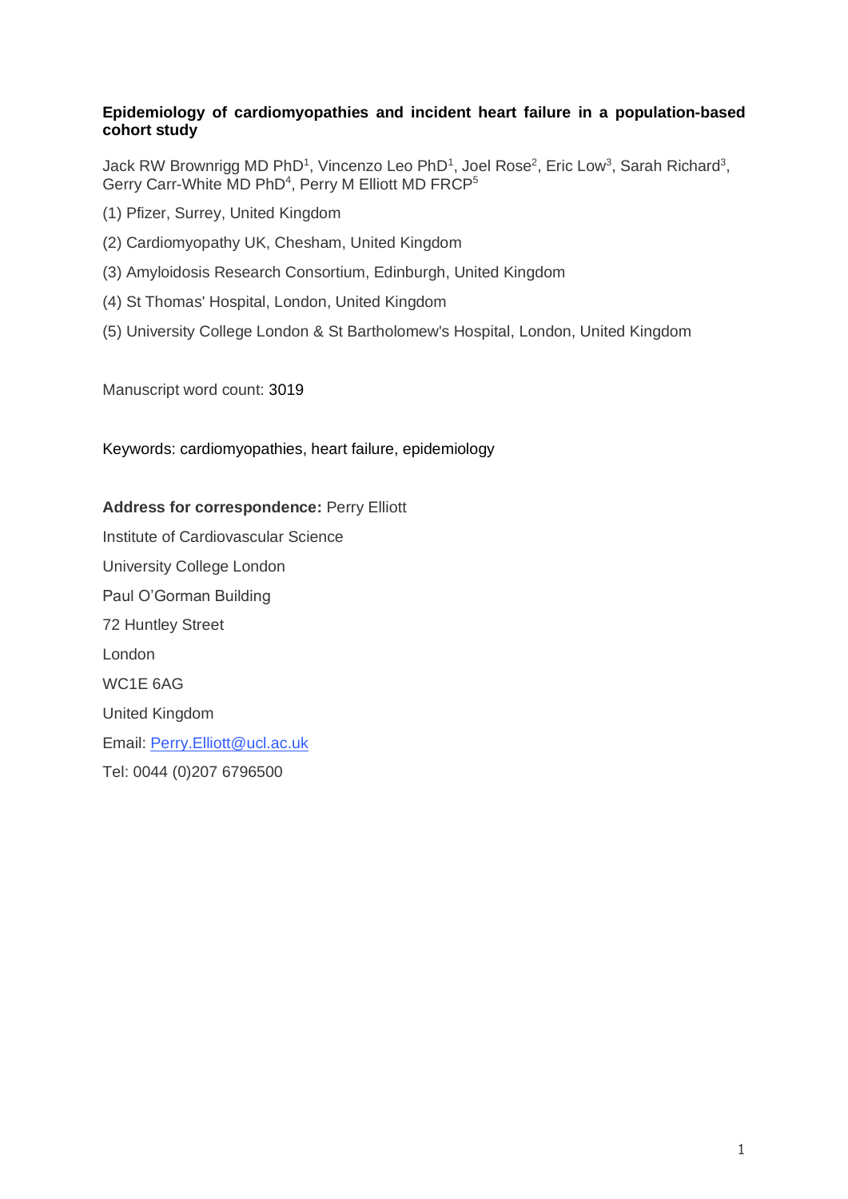**Epidemiology of cardiomyopathies and incident heart failure in a population-based cohort study**

Jack RW Brownrigg MD PhD[1], Vincenzo Leo PhD[1], Joel Rose[2], Eric Low[3], Sarah Richard[3], Gerry Carr-White MD PhD[4], Perry M Elliott MD FRCP[5]

(1) Pfizer, Surrey, United Kingdom

(2) Cardiomyopathy UK, Chesham, United Kingdom

(3) Amyloidosis Research Consortium, Edinburgh, United Kingdom

(4) St Thomas' Hospital, London, United Kingdom

(5) University College London & St Bartholomew's Hospital, London, United Kingdom

Manuscript word count: 3019

Keywords: cardiomyopathies, heart failure, epidemiology

**Address for correspondence:** Perry Elliott

Institute of Cardiovascular Science

University College London

Paul O'Gorman Building

72 Huntley Street

London

WC1E 6AG

United Kingdom

Email: Perry.Elliott@ucl.ac.uk

Tel: 0044 (0)207 6796500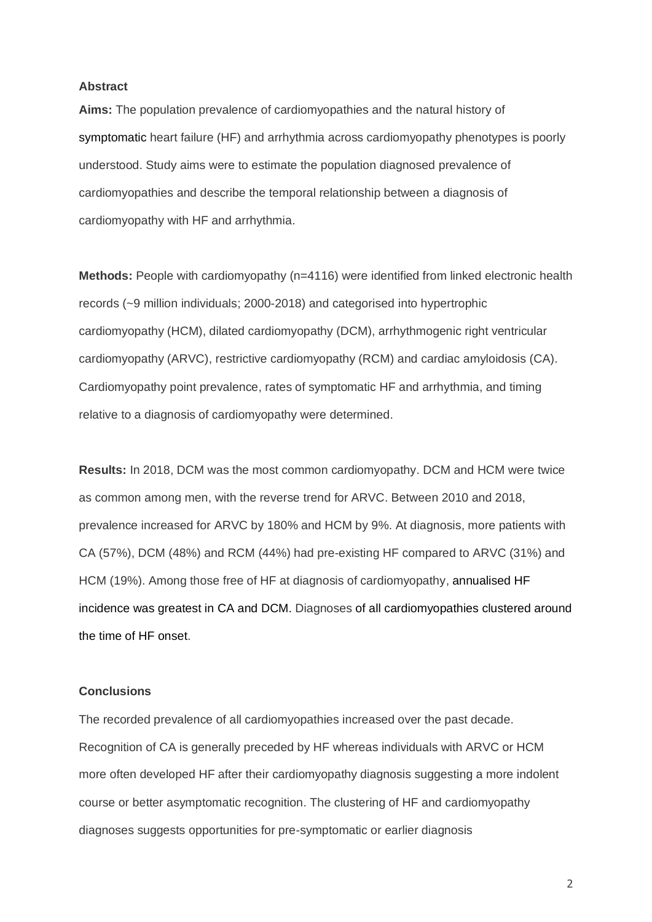## Abstract

**Aims:** The population prevalence of cardiomyopathies and the natural history of symptomatic heart failure (HF) and arrhythmia across cardiomyopathy phenotypes is poorly understood. Study aims were to estimate the population diagnosed prevalence of cardiomyopathies and describe the temporal relationship between a diagnosis of cardiomyopathy with HF and arrhythmia.

**Methods:** People with cardiomyopathy (n=4116) were identified from linked electronic health records (~9 million individuals; 2000-2018) and categorised into hypertrophic cardiomyopathy (HCM), dilated cardiomyopathy (DCM), arrhythmogenic right ventricular cardiomyopathy (ARVC), restrictive cardiomyopathy (RCM) and cardiac amyloidosis (CA). Cardiomyopathy point prevalence, rates of symptomatic HF and arrhythmia, and timing relative to a diagnosis of cardiomyopathy were determined.

**Results:** In 2018, DCM was the most common cardiomyopathy. DCM and HCM were twice as common among men, with the reverse trend for ARVC. Between 2010 and 2018, prevalence increased for ARVC by 180% and HCM by 9%. At diagnosis, more patients with CA (57%), DCM (48%) and RCM (44%) had pre-existing HF compared to ARVC (31%) and HCM (19%). Among those free of HF at diagnosis of cardiomyopathy, annualised HF incidence was greatest in CA and DCM. Diagnoses of all cardiomyopathies clustered around the time of HF onset.

## Conclusions

The recorded prevalence of all cardiomyopathies increased over the past decade. Recognition of CA is generally preceded by HF whereas individuals with ARVC or HCM more often developed HF after their cardiomyopathy diagnosis suggesting a more indolent course or better asymptomatic recognition. The clustering of HF and cardiomyopathy diagnoses suggests opportunities for pre-symptomatic or earlier diagnosis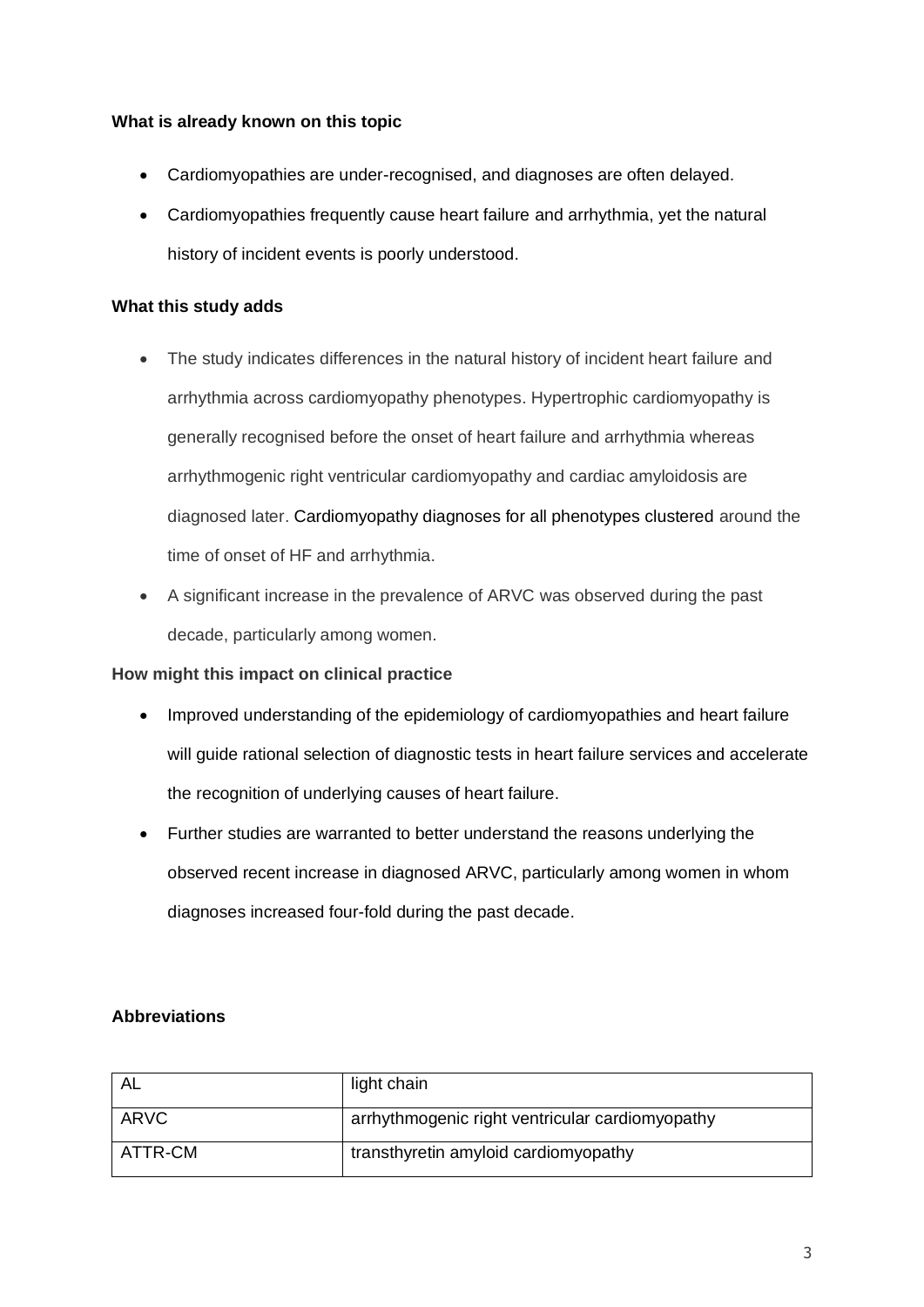**What is already known on this topic**

- Cardiomyopathies are under-recognised, and diagnoses are often delayed.
- Cardiomyopathies frequently cause heart failure and arrhythmia, yet the natural history of incident events is poorly understood.

**What this study adds**

- The study indicates differences in the natural history of incident heart failure and arrhythmia across cardiomyopathy phenotypes. Hypertrophic cardiomyopathy is generally recognised before the onset of heart failure and arrhythmia whereas arrhythmogenic right ventricular cardiomyopathy and cardiac amyloidosis are diagnosed later. Cardiomyopathy diagnoses for all phenotypes clustered around the time of onset of HF and arrhythmia.
- A significant increase in the prevalence of ARVC was observed during the past decade, particularly among women.

**How might this impact on clinical practice**

- Improved understanding of the epidemiology of cardiomyopathies and heart failure will guide rational selection of diagnostic tests in heart failure services and accelerate the recognition of underlying causes of heart failure.
- Further studies are warranted to better understand the reasons underlying the observed recent increase in diagnosed ARVC, particularly among women in whom diagnoses increased four-fold during the past decade.

**Abbreviations**

| | |
|---|---|
| AL | light chain |
| ARVC | arrhythmogenic right ventricular cardiomyopathy |
| ATTR-CM | transthyretin amyloid cardiomyopathy |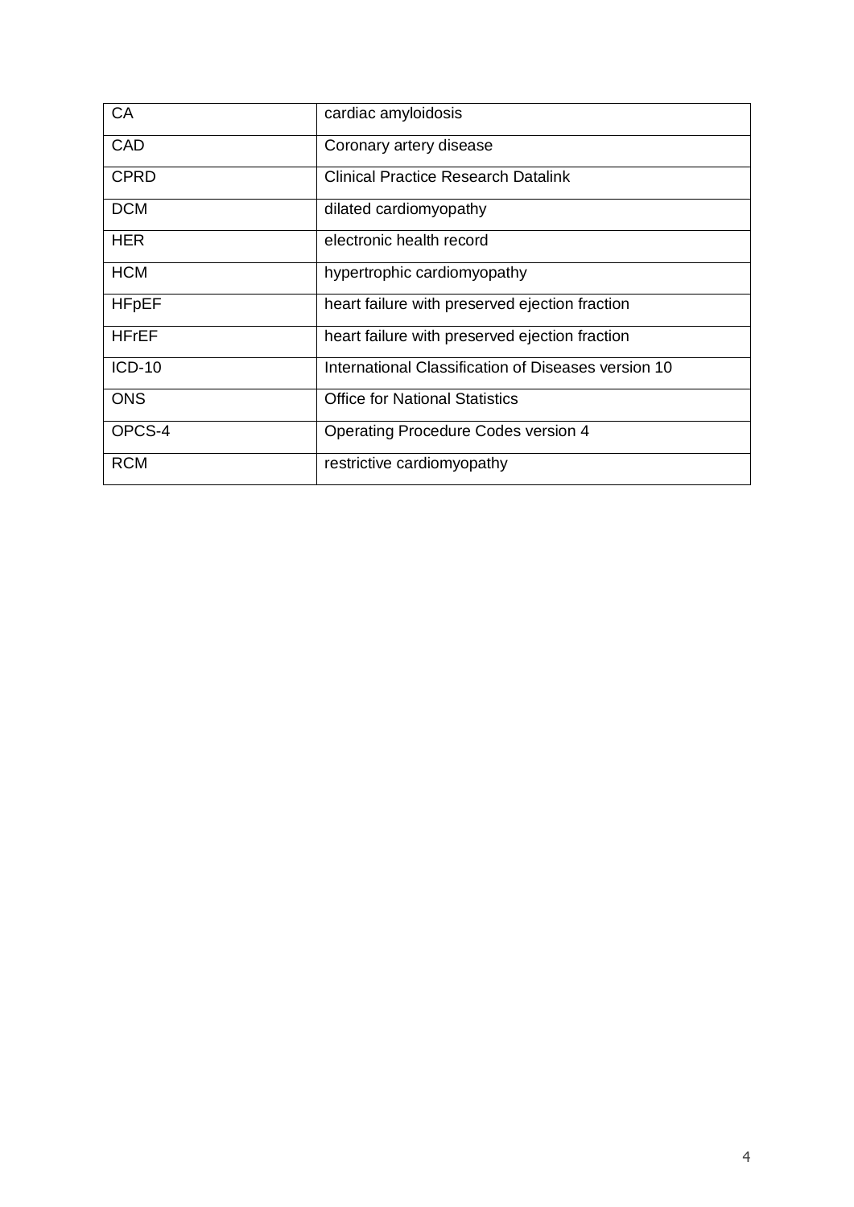| CA | cardiac amyloidosis |
| --- | --- |
| CAD | Coronary artery disease |
| CPRD | Clinical Practice Research Datalink |
| DCM | dilated cardiomyopathy |
| HER | electronic health record |
| HCM | hypertrophic cardiomyopathy |
| HFpEF | heart failure with preserved ejection fraction |
| HFrEF | heart failure with preserved ejection fraction |
| ICD-10 | International Classification of Diseases version 10 |
| ONS | Office for National Statistics |
| OPCS-4 | Operating Procedure Codes version 4 |
| RCM | restrictive cardiomyopathy |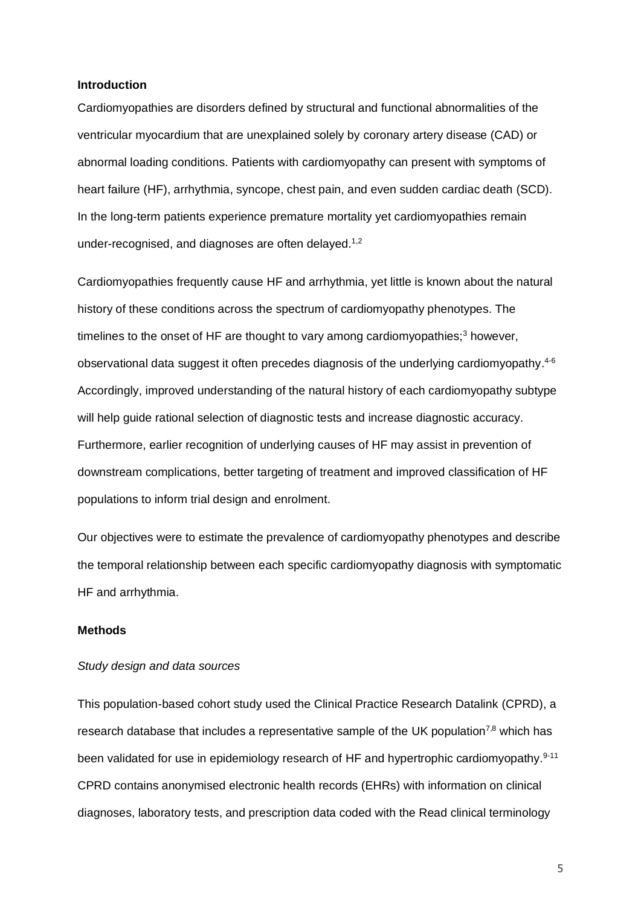## Introduction

Cardiomyopathies are disorders defined by structural and functional abnormalities of the ventricular myocardium that are unexplained solely by coronary artery disease (CAD) or abnormal loading conditions. Patients with cardiomyopathy can present with symptoms of heart failure (HF), arrhythmia, syncope, chest pain, and even sudden cardiac death (SCD). In the long-term patients experience premature mortality yet cardiomyopathies remain under-recognised, and diagnoses are often delayed.[1,2]

Cardiomyopathies frequently cause HF and arrhythmia, yet little is known about the natural history of these conditions across the spectrum of cardiomyopathy phenotypes. The timelines to the onset of HF are thought to vary among cardiomyopathies;[3] however, observational data suggest it often precedes diagnosis of the underlying cardiomyopathy.[4-6] Accordingly, improved understanding of the natural history of each cardiomyopathy subtype will help guide rational selection of diagnostic tests and increase diagnostic accuracy. Furthermore, earlier recognition of underlying causes of HF may assist in prevention of downstream complications, better targeting of treatment and improved classification of HF populations to inform trial design and enrolment.

Our objectives were to estimate the prevalence of cardiomyopathy phenotypes and describe the temporal relationship between each specific cardiomyopathy diagnosis with symptomatic HF and arrhythmia.

## Methods

### *Study design and data sources*

This population-based cohort study used the Clinical Practice Research Datalink (CPRD), a research database that includes a representative sample of the UK population[7,8] which has been validated for use in epidemiology research of HF and hypertrophic cardiomyopathy.[9-11] CPRD contains anonymised electronic health records (EHRs) with information on clinical diagnoses, laboratory tests, and prescription data coded with the Read clinical terminology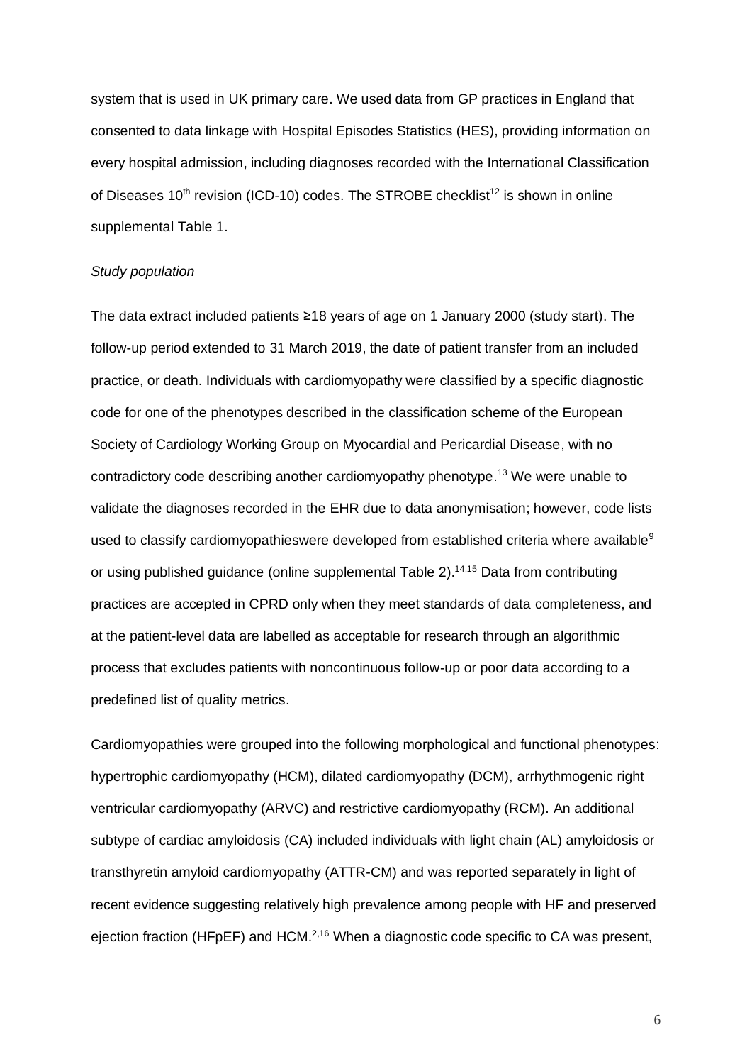system that is used in UK primary care. We used data from GP practices in England that consented to data linkage with Hospital Episodes Statistics (HES), providing information on every hospital admission, including diagnoses recorded with the International Classification of Diseases 10th revision (ICD-10) codes. The STROBE checklist[12] is shown in online supplemental Table 1.

*Study population*

The data extract included patients ≥18 years of age on 1 January 2000 (study start). The follow-up period extended to 31 March 2019, the date of patient transfer from an included practice, or death. Individuals with cardiomyopathy were classified by a specific diagnostic code for one of the phenotypes described in the classification scheme of the European Society of Cardiology Working Group on Myocardial and Pericardial Disease, with no contradictory code describing another cardiomyopathy phenotype.[13] We were unable to validate the diagnoses recorded in the EHR due to data anonymisation; however, code lists used to classify cardiomyopathieswere developed from established criteria where available[9] or using published guidance (online supplemental Table 2).[14,15] Data from contributing practices are accepted in CPRD only when they meet standards of data completeness, and at the patient-level data are labelled as acceptable for research through an algorithmic process that excludes patients with noncontinuous follow-up or poor data according to a predefined list of quality metrics.

Cardiomyopathies were grouped into the following morphological and functional phenotypes: hypertrophic cardiomyopathy (HCM), dilated cardiomyopathy (DCM), arrhythmogenic right ventricular cardiomyopathy (ARVC) and restrictive cardiomyopathy (RCM). An additional subtype of cardiac amyloidosis (CA) included individuals with light chain (AL) amyloidosis or transthyretin amyloid cardiomyopathy (ATTR-CM) and was reported separately in light of recent evidence suggesting relatively high prevalence among people with HF and preserved ejection fraction (HFpEF) and HCM.[2,16] When a diagnostic code specific to CA was present,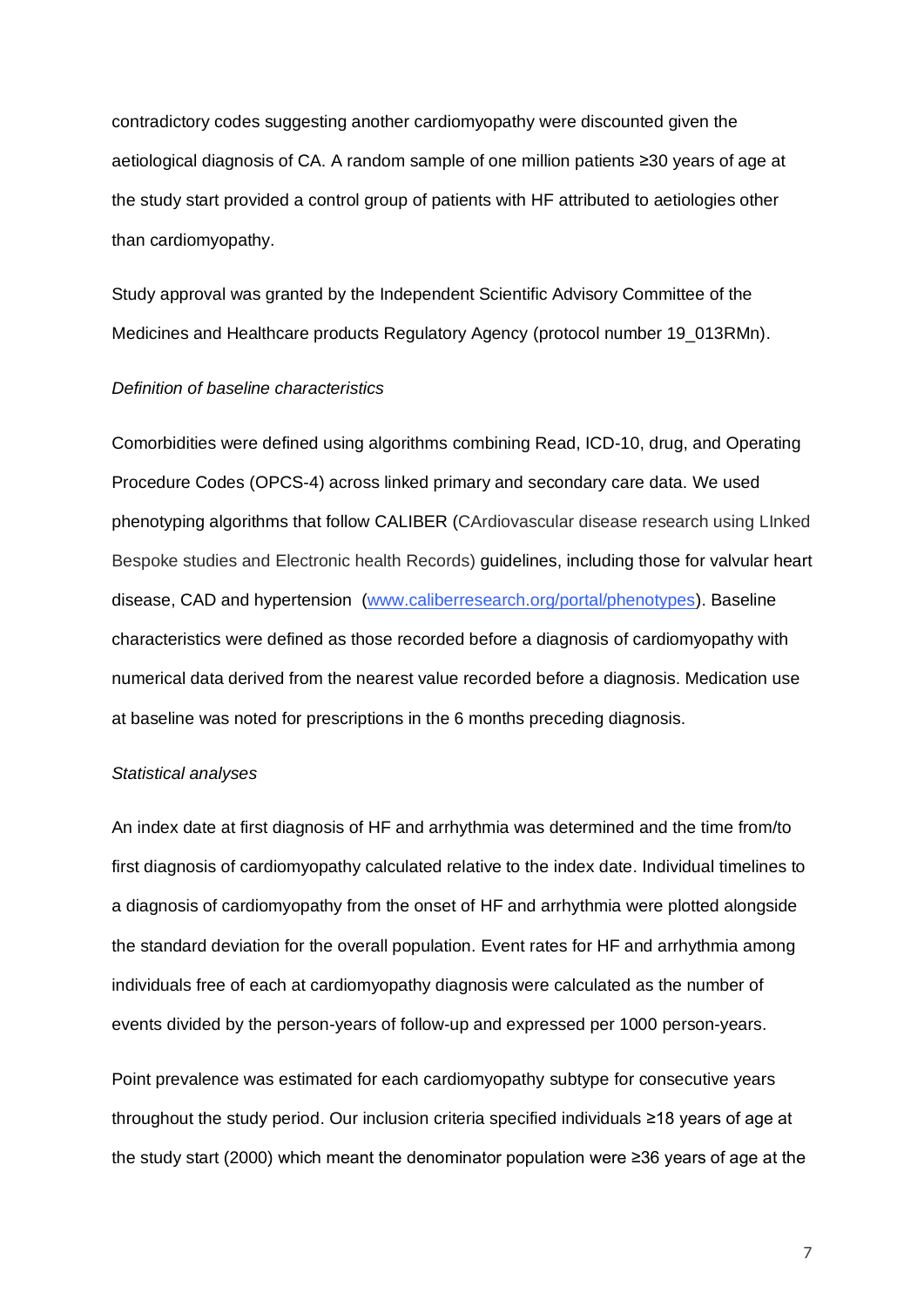contradictory codes suggesting another cardiomyopathy were discounted given the aetiological diagnosis of CA. A random sample of one million patients ≥30 years of age at the study start provided a control group of patients with HF attributed to aetiologies other than cardiomyopathy.

Study approval was granted by the Independent Scientific Advisory Committee of the Medicines and Healthcare products Regulatory Agency (protocol number 19_013RMn).

*Definition of baseline characteristics*

Comorbidities were defined using algorithms combining Read, ICD-10, drug, and Operating Procedure Codes (OPCS-4) across linked primary and secondary care data. We used phenotyping algorithms that follow CALIBER (CArdiovascular disease research using LInked Bespoke studies and Electronic health Records) guidelines, including those for valvular heart disease, CAD and hypertension (www.caliberresearch.org/portal/phenotypes). Baseline characteristics were defined as those recorded before a diagnosis of cardiomyopathy with numerical data derived from the nearest value recorded before a diagnosis. Medication use at baseline was noted for prescriptions in the 6 months preceding diagnosis.

*Statistical analyses*

An index date at first diagnosis of HF and arrhythmia was determined and the time from/to first diagnosis of cardiomyopathy calculated relative to the index date. Individual timelines to a diagnosis of cardiomyopathy from the onset of HF and arrhythmia were plotted alongside the standard deviation for the overall population. Event rates for HF and arrhythmia among individuals free of each at cardiomyopathy diagnosis were calculated as the number of events divided by the person-years of follow-up and expressed per 1000 person-years.

Point prevalence was estimated for each cardiomyopathy subtype for consecutive years throughout the study period. Our inclusion criteria specified individuals ≥18 years of age at the study start (2000) which meant the denominator population were ≥36 years of age at the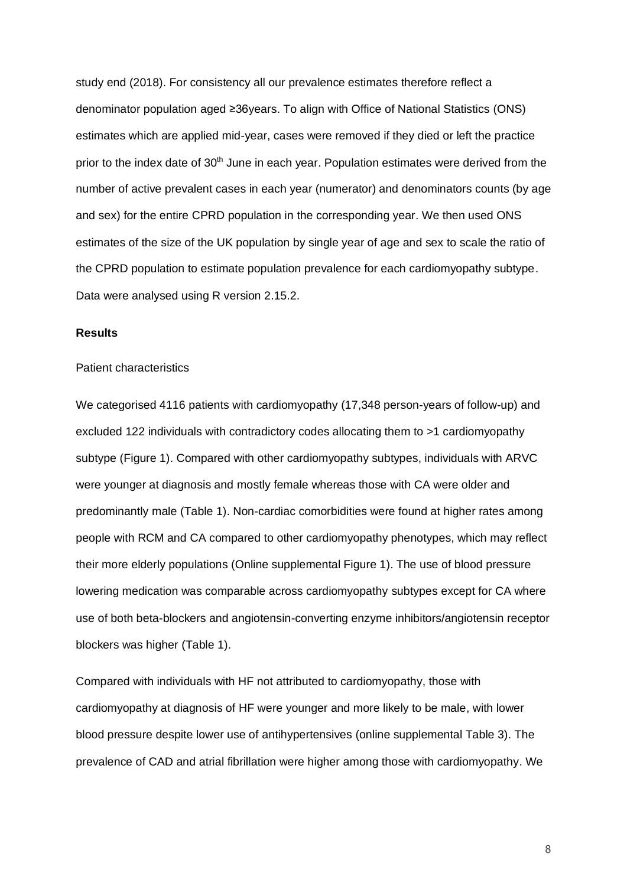study end (2018). For consistency all our prevalence estimates therefore reflect a denominator population aged ≥36years. To align with Office of National Statistics (ONS) estimates which are applied mid-year, cases were removed if they died or left the practice prior to the index date of 30th June in each year. Population estimates were derived from the number of active prevalent cases in each year (numerator) and denominators counts (by age and sex) for the entire CPRD population in the corresponding year. We then used ONS estimates of the size of the UK population by single year of age and sex to scale the ratio of the CPRD population to estimate population prevalence for each cardiomyopathy subtype. Data were analysed using R version 2.15.2.

**Results**

Patient characteristics

We categorised 4116 patients with cardiomyopathy (17,348 person-years of follow-up) and excluded 122 individuals with contradictory codes allocating them to >1 cardiomyopathy subtype (Figure 1). Compared with other cardiomyopathy subtypes, individuals with ARVC were younger at diagnosis and mostly female whereas those with CA were older and predominantly male (Table 1). Non-cardiac comorbidities were found at higher rates among people with RCM and CA compared to other cardiomyopathy phenotypes, which may reflect their more elderly populations (Online supplemental Figure 1). The use of blood pressure lowering medication was comparable across cardiomyopathy subtypes except for CA where use of both beta-blockers and angiotensin-converting enzyme inhibitors/angiotensin receptor blockers was higher (Table 1).

Compared with individuals with HF not attributed to cardiomyopathy, those with cardiomyopathy at diagnosis of HF were younger and more likely to be male, with lower blood pressure despite lower use of antihypertensives (online supplemental Table 3). The prevalence of CAD and atrial fibrillation were higher among those with cardiomyopathy. We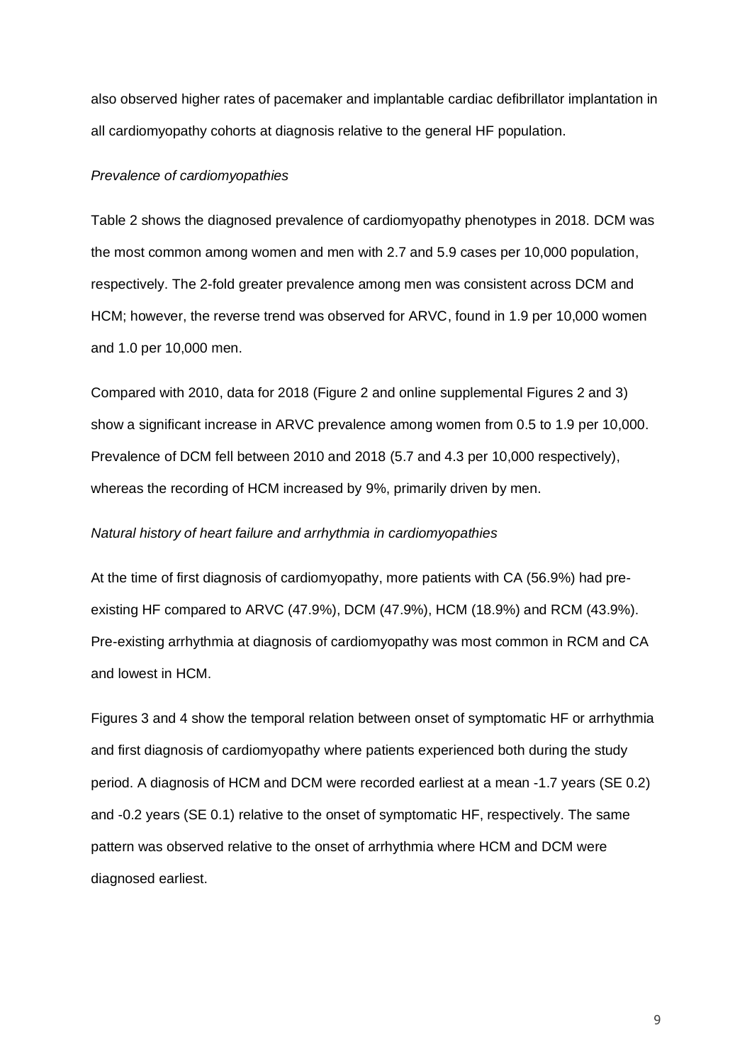also observed higher rates of pacemaker and implantable cardiac defibrillator implantation in all cardiomyopathy cohorts at diagnosis relative to the general HF population.

*Prevalence of cardiomyopathies*

Table 2 shows the diagnosed prevalence of cardiomyopathy phenotypes in 2018. DCM was the most common among women and men with 2.7 and 5.9 cases per 10,000 population, respectively. The 2-fold greater prevalence among men was consistent across DCM and HCM; however, the reverse trend was observed for ARVC, found in 1.9 per 10,000 women and 1.0 per 10,000 men.

Compared with 2010, data for 2018 (Figure 2 and online supplemental Figures 2 and 3) show a significant increase in ARVC prevalence among women from 0.5 to 1.9 per 10,000. Prevalence of DCM fell between 2010 and 2018 (5.7 and 4.3 per 10,000 respectively), whereas the recording of HCM increased by 9%, primarily driven by men.

*Natural history of heart failure and arrhythmia in cardiomyopathies*

At the time of first diagnosis of cardiomyopathy, more patients with CA (56.9%) had pre-existing HF compared to ARVC (47.9%), DCM (47.9%), HCM (18.9%) and RCM (43.9%). Pre-existing arrhythmia at diagnosis of cardiomyopathy was most common in RCM and CA and lowest in HCM.

Figures 3 and 4 show the temporal relation between onset of symptomatic HF or arrhythmia and first diagnosis of cardiomyopathy where patients experienced both during the study period. A diagnosis of HCM and DCM were recorded earliest at a mean -1.7 years (SE 0.2) and -0.2 years (SE 0.1) relative to the onset of symptomatic HF, respectively. The same pattern was observed relative to the onset of arrhythmia where HCM and DCM were diagnosed earliest.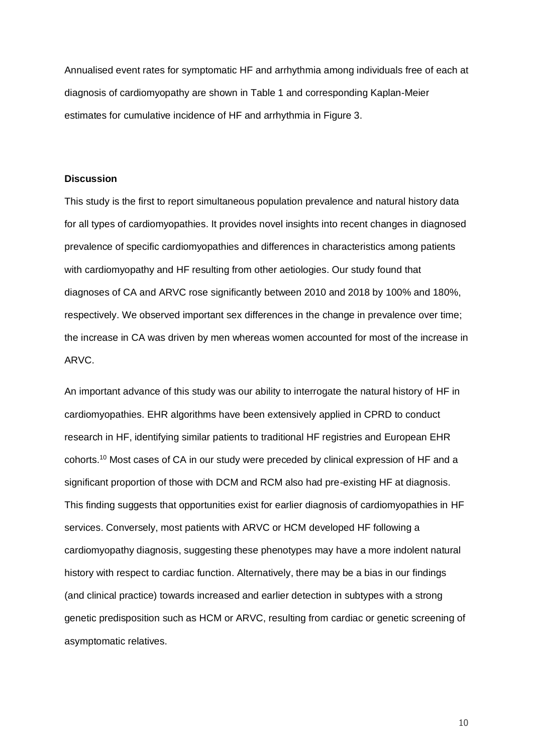Annualised event rates for symptomatic HF and arrhythmia among individuals free of each at diagnosis of cardiomyopathy are shown in Table 1 and corresponding Kaplan-Meier estimates for cumulative incidence of HF and arrhythmia in Figure 3.

## Discussion

This study is the first to report simultaneous population prevalence and natural history data for all types of cardiomyopathies. It provides novel insights into recent changes in diagnosed prevalence of specific cardiomyopathies and differences in characteristics among patients with cardiomyopathy and HF resulting from other aetiologies. Our study found that diagnoses of CA and ARVC rose significantly between 2010 and 2018 by 100% and 180%, respectively. We observed important sex differences in the change in prevalence over time; the increase in CA was driven by men whereas women accounted for most of the increase in ARVC.

An important advance of this study was our ability to interrogate the natural history of HF in cardiomyopathies. EHR algorithms have been extensively applied in CPRD to conduct research in HF, identifying similar patients to traditional HF registries and European EHR cohorts.[10] Most cases of CA in our study were preceded by clinical expression of HF and a significant proportion of those with DCM and RCM also had pre-existing HF at diagnosis. This finding suggests that opportunities exist for earlier diagnosis of cardiomyopathies in HF services. Conversely, most patients with ARVC or HCM developed HF following a cardiomyopathy diagnosis, suggesting these phenotypes may have a more indolent natural history with respect to cardiac function. Alternatively, there may be a bias in our findings (and clinical practice) towards increased and earlier detection in subtypes with a strong genetic predisposition such as HCM or ARVC, resulting from cardiac or genetic screening of asymptomatic relatives.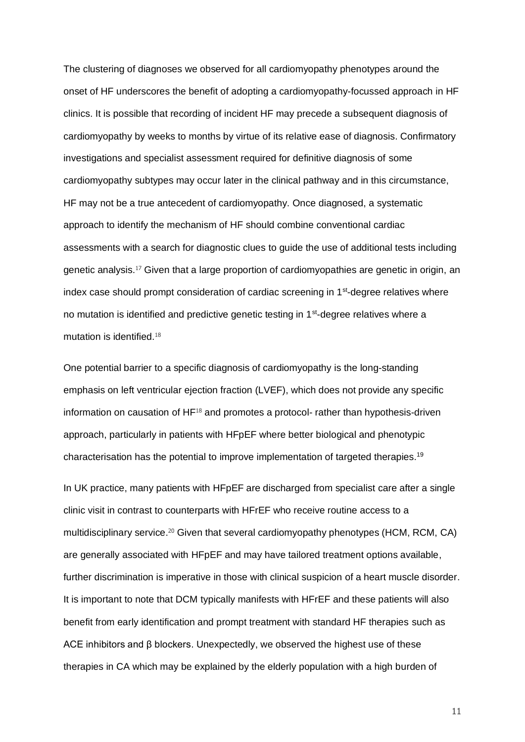The clustering of diagnoses we observed for all cardiomyopathy phenotypes around the onset of HF underscores the benefit of adopting a cardiomyopathy-focussed approach in HF clinics. It is possible that recording of incident HF may precede a subsequent diagnosis of cardiomyopathy by weeks to months by virtue of its relative ease of diagnosis. Confirmatory investigations and specialist assessment required for definitive diagnosis of some cardiomyopathy subtypes may occur later in the clinical pathway and in this circumstance, HF may not be a true antecedent of cardiomyopathy. Once diagnosed, a systematic approach to identify the mechanism of HF should combine conventional cardiac assessments with a search for diagnostic clues to guide the use of additional tests including genetic analysis.[17] Given that a large proportion of cardiomyopathies are genetic in origin, an index case should prompt consideration of cardiac screening in 1st-degree relatives where no mutation is identified and predictive genetic testing in 1st-degree relatives where a mutation is identified.[18]

One potential barrier to a specific diagnosis of cardiomyopathy is the long-standing emphasis on left ventricular ejection fraction (LVEF), which does not provide any specific information on causation of HF[18] and promotes a protocol- rather than hypothesis-driven approach, particularly in patients with HFpEF where better biological and phenotypic characterisation has the potential to improve implementation of targeted therapies.[19]

In UK practice, many patients with HFpEF are discharged from specialist care after a single clinic visit in contrast to counterparts with HFrEF who receive routine access to a multidisciplinary service.[20] Given that several cardiomyopathy phenotypes (HCM, RCM, CA) are generally associated with HFpEF and may have tailored treatment options available, further discrimination is imperative in those with clinical suspicion of a heart muscle disorder. It is important to note that DCM typically manifests with HFrEF and these patients will also benefit from early identification and prompt treatment with standard HF therapies such as ACE inhibitors and β blockers. Unexpectedly, we observed the highest use of these therapies in CA which may be explained by the elderly population with a high burden of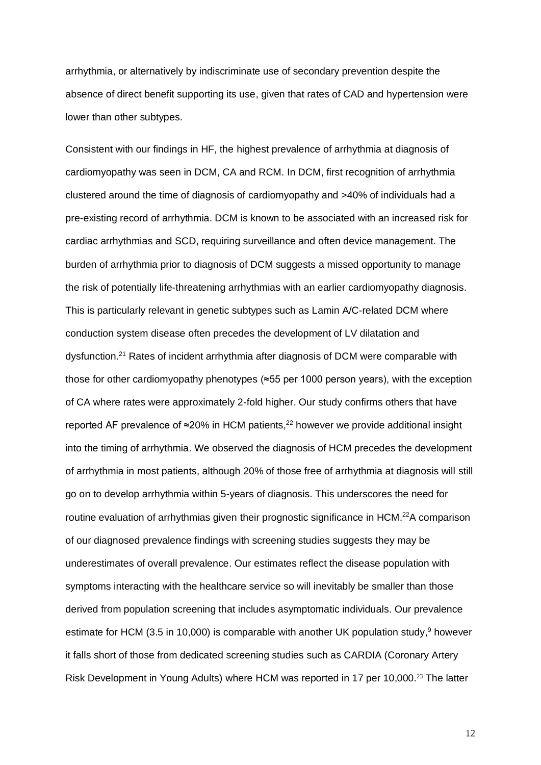arrhythmia, or alternatively by indiscriminate use of secondary prevention despite the absence of direct benefit supporting its use, given that rates of CAD and hypertension were lower than other subtypes.

Consistent with our findings in HF, the highest prevalence of arrhythmia at diagnosis of cardiomyopathy was seen in DCM, CA and RCM. In DCM, first recognition of arrhythmia clustered around the time of diagnosis of cardiomyopathy and >40% of individuals had a pre-existing record of arrhythmia. DCM is known to be associated with an increased risk for cardiac arrhythmias and SCD, requiring surveillance and often device management. The burden of arrhythmia prior to diagnosis of DCM suggests a missed opportunity to manage the risk of potentially life-threatening arrhythmias with an earlier cardiomyopathy diagnosis. This is particularly relevant in genetic subtypes such as Lamin A/C-related DCM where conduction system disease often precedes the development of LV dilatation and dysfunction.[21] Rates of incident arrhythmia after diagnosis of DCM were comparable with those for other cardiomyopathy phenotypes (≈55 per 1000 person years), with the exception of CA where rates were approximately 2-fold higher. Our study confirms others that have reported AF prevalence of ≈20% in HCM patients,[22] however we provide additional insight into the timing of arrhythmia. We observed the diagnosis of HCM precedes the development of arrhythmia in most patients, although 20% of those free of arrhythmia at diagnosis will still go on to develop arrhythmia within 5-years of diagnosis. This underscores the need for routine evaluation of arrhythmias given their prognostic significance in HCM.[22]A comparison of our diagnosed prevalence findings with screening studies suggests they may be underestimates of overall prevalence. Our estimates reflect the disease population with symptoms interacting with the healthcare service so will inevitably be smaller than those derived from population screening that includes asymptomatic individuals. Our prevalence estimate for HCM (3.5 in 10,000) is comparable with another UK population study,[9] however it falls short of those from dedicated screening studies such as CARDIA (Coronary Artery Risk Development in Young Adults) where HCM was reported in 17 per 10,000.[23] The latter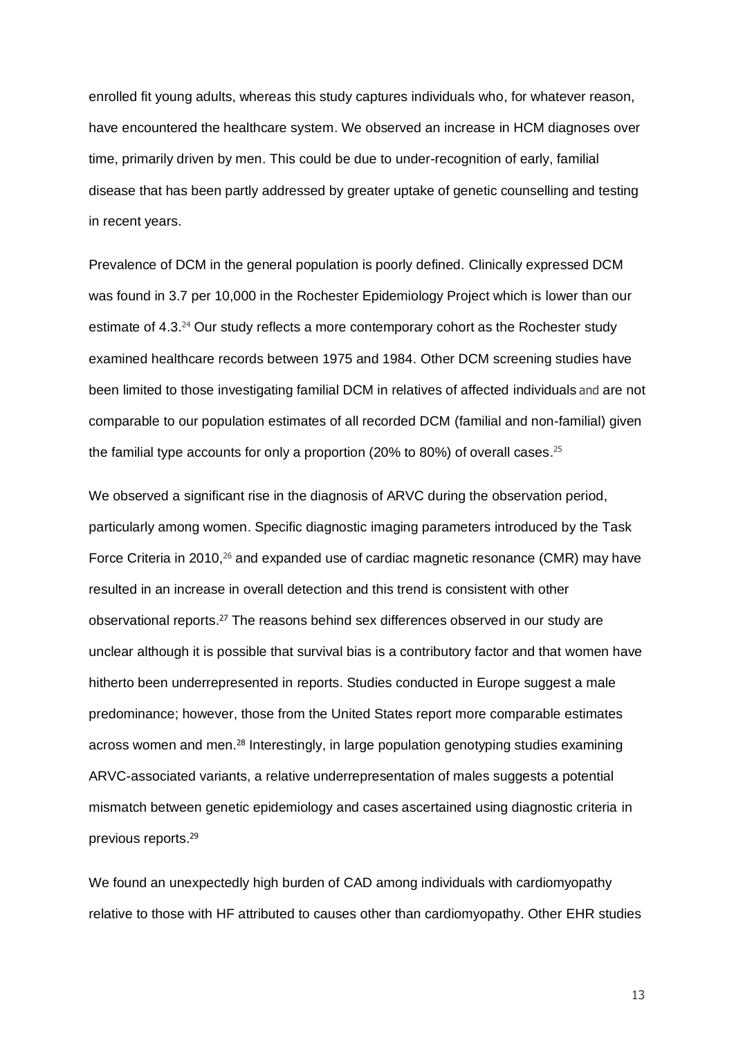enrolled fit young adults, whereas this study captures individuals who, for whatever reason, have encountered the healthcare system. We observed an increase in HCM diagnoses over time, primarily driven by men. This could be due to under-recognition of early, familial disease that has been partly addressed by greater uptake of genetic counselling and testing in recent years.

Prevalence of DCM in the general population is poorly defined. Clinically expressed DCM was found in 3.7 per 10,000 in the Rochester Epidemiology Project which is lower than our estimate of 4.3.[24] Our study reflects a more contemporary cohort as the Rochester study examined healthcare records between 1975 and 1984. Other DCM screening studies have been limited to those investigating familial DCM in relatives of affected individuals and are not comparable to our population estimates of all recorded DCM (familial and non-familial) given the familial type accounts for only a proportion (20% to 80%) of overall cases.[25]

We observed a significant rise in the diagnosis of ARVC during the observation period, particularly among women. Specific diagnostic imaging parameters introduced by the Task Force Criteria in 2010,[26] and expanded use of cardiac magnetic resonance (CMR) may have resulted in an increase in overall detection and this trend is consistent with other observational reports.[27] The reasons behind sex differences observed in our study are unclear although it is possible that survival bias is a contributory factor and that women have hitherto been underrepresented in reports. Studies conducted in Europe suggest a male predominance; however, those from the United States report more comparable estimates across women and men.[28] Interestingly, in large population genotyping studies examining ARVC-associated variants, a relative underrepresentation of males suggests a potential mismatch between genetic epidemiology and cases ascertained using diagnostic criteria in previous reports.[29]

We found an unexpectedly high burden of CAD among individuals with cardiomyopathy relative to those with HF attributed to causes other than cardiomyopathy. Other EHR studies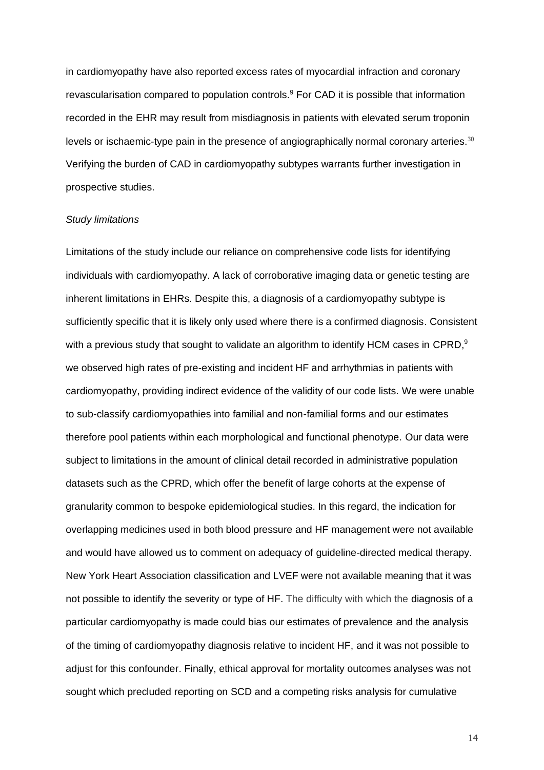in cardiomyopathy have also reported excess rates of myocardial infraction and coronary revascularisation compared to population controls.[9] For CAD it is possible that information recorded in the EHR may result from misdiagnosis in patients with elevated serum troponin levels or ischaemic-type pain in the presence of angiographically normal coronary arteries.[30] Verifying the burden of CAD in cardiomyopathy subtypes warrants further investigation in prospective studies.

*Study limitations*

Limitations of the study include our reliance on comprehensive code lists for identifying individuals with cardiomyopathy. A lack of corroborative imaging data or genetic testing are inherent limitations in EHRs. Despite this, a diagnosis of a cardiomyopathy subtype is sufficiently specific that it is likely only used where there is a confirmed diagnosis. Consistent with a previous study that sought to validate an algorithm to identify HCM cases in CPRD,[9] we observed high rates of pre-existing and incident HF and arrhythmias in patients with cardiomyopathy, providing indirect evidence of the validity of our code lists. We were unable to sub-classify cardiomyopathies into familial and non-familial forms and our estimates therefore pool patients within each morphological and functional phenotype. Our data were subject to limitations in the amount of clinical detail recorded in administrative population datasets such as the CPRD, which offer the benefit of large cohorts at the expense of granularity common to bespoke epidemiological studies. In this regard, the indication for overlapping medicines used in both blood pressure and HF management were not available and would have allowed us to comment on adequacy of guideline-directed medical therapy. New York Heart Association classification and LVEF were not available meaning that it was not possible to identify the severity or type of HF. The difficulty with which the diagnosis of a particular cardiomyopathy is made could bias our estimates of prevalence and the analysis of the timing of cardiomyopathy diagnosis relative to incident HF, and it was not possible to adjust for this confounder. Finally, ethical approval for mortality outcomes analyses was not sought which precluded reporting on SCD and a competing risks analysis for cumulative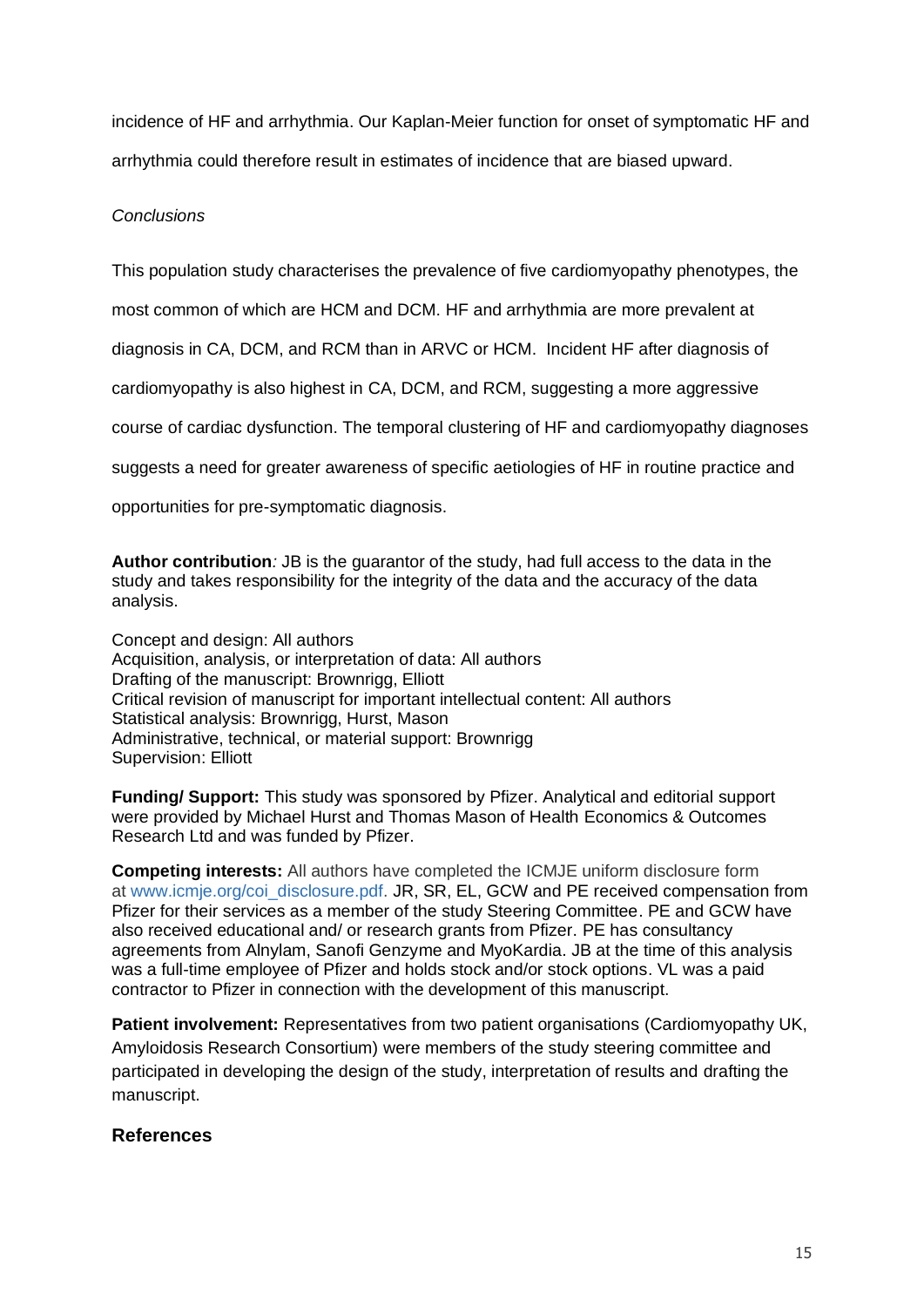incidence of HF and arrhythmia. Our Kaplan-Meier function for onset of symptomatic HF and arrhythmia could therefore result in estimates of incidence that are biased upward.

*Conclusions*

This population study characterises the prevalence of five cardiomyopathy phenotypes, the most common of which are HCM and DCM. HF and arrhythmia are more prevalent at diagnosis in CA, DCM, and RCM than in ARVC or HCM. Incident HF after diagnosis of cardiomyopathy is also highest in CA, DCM, and RCM, suggesting a more aggressive course of cardiac dysfunction. The temporal clustering of HF and cardiomyopathy diagnoses suggests a need for greater awareness of specific aetiologies of HF in routine practice and opportunities for pre-symptomatic diagnosis.

**Author contribution***:* JB is the guarantor of the study, had full access to the data in the study and takes responsibility for the integrity of the data and the accuracy of the data analysis.

Concept and design: All authors
Acquisition, analysis, or interpretation of data: All authors
Drafting of the manuscript: Brownrigg, Elliott
Critical revision of manuscript for important intellectual content: All authors
Statistical analysis: Brownrigg, Hurst, Mason
Administrative, technical, or material support: Brownrigg
Supervision: Elliott

**Funding/ Support:** This study was sponsored by Pfizer. Analytical and editorial support were provided by Michael Hurst and Thomas Mason of Health Economics & Outcomes Research Ltd and was funded by Pfizer.

**Competing interests:** All authors have completed the ICMJE uniform disclosure form at www.icmje.org/coi_disclosure.pdf. JR, SR, EL, GCW and PE received compensation from Pfizer for their services as a member of the study Steering Committee. PE and GCW have also received educational and/ or research grants from Pfizer. PE has consultancy agreements from Alnylam, Sanofi Genzyme and MyoKardia. JB at the time of this analysis was a full-time employee of Pfizer and holds stock and/or stock options. VL was a paid contractor to Pfizer in connection with the development of this manuscript.

**Patient involvement:** Representatives from two patient organisations (Cardiomyopathy UK, Amyloidosis Research Consortium) were members of the study steering committee and participated in developing the design of the study, interpretation of results and drafting the manuscript.

## References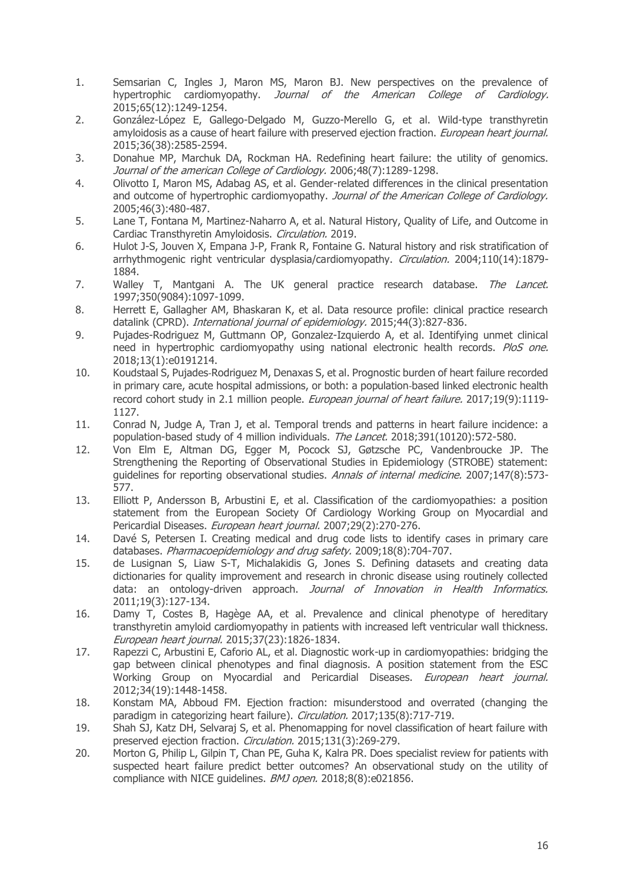1. Semsarian C, Ingles J, Maron MS, Maron BJ. New perspectives on the prevalence of hypertrophic cardiomyopathy. *Journal of the American College of Cardiology.* 2015;65(12):1249-1254.
2. González-López E, Gallego-Delgado M, Guzzo-Merello G, et al. Wild-type transthyretin amyloidosis as a cause of heart failure with preserved ejection fraction. *European heart journal.* 2015;36(38):2585-2594.
3. Donahue MP, Marchuk DA, Rockman HA. Redefining heart failure: the utility of genomics. *Journal of the american College of Cardiology.* 2006;48(7):1289-1298.
4. Olivotto I, Maron MS, Adabag AS, et al. Gender-related differences in the clinical presentation and outcome of hypertrophic cardiomyopathy. *Journal of the American College of Cardiology.* 2005;46(3):480-487.
5. Lane T, Fontana M, Martinez-Naharro A, et al. Natural History, Quality of Life, and Outcome in Cardiac Transthyretin Amyloidosis. *Circulation.* 2019.
6. Hulot J-S, Jouven X, Empana J-P, Frank R, Fontaine G. Natural history and risk stratification of arrhythmogenic right ventricular dysplasia/cardiomyopathy. *Circulation.* 2004;110(14):1879-1884.
7. Walley T, Mantgani A. The UK general practice research database. *The Lancet.* 1997;350(9084):1097-1099.
8. Herrett E, Gallagher AM, Bhaskaran K, et al. Data resource profile: clinical practice research datalink (CPRD). *International journal of epidemiology.* 2015;44(3):827-836.
9. Pujades-Rodriguez M, Guttmann OP, Gonzalez-Izquierdo A, et al. Identifying unmet clinical need in hypertrophic cardiomyopathy using national electronic health records. *PloS one.* 2018;13(1):e0191214.
10. Koudstaal S, Pujades-Rodriguez M, Denaxas S, et al. Prognostic burden of heart failure recorded in primary care, acute hospital admissions, or both: a population-based linked electronic health record cohort study in 2.1 million people. *European journal of heart failure.* 2017;19(9):1119-1127.
11. Conrad N, Judge A, Tran J, et al. Temporal trends and patterns in heart failure incidence: a population-based study of 4 million individuals. *The Lancet.* 2018;391(10120):572-580.
12. Von Elm E, Altman DG, Egger M, Pocock SJ, Gøtzsche PC, Vandenbroucke JP. The Strengthening the Reporting of Observational Studies in Epidemiology (STROBE) statement: guidelines for reporting observational studies. *Annals of internal medicine.* 2007;147(8):573-577.
13. Elliott P, Andersson B, Arbustini E, et al. Classification of the cardiomyopathies: a position statement from the European Society Of Cardiology Working Group on Myocardial and Pericardial Diseases. *European heart journal.* 2007;29(2):270-276.
14. Davé S, Petersen I. Creating medical and drug code lists to identify cases in primary care databases. *Pharmacoepidemiology and drug safety.* 2009;18(8):704-707.
15. de Lusignan S, Liaw S-T, Michalakidis G, Jones S. Defining datasets and creating data dictionaries for quality improvement and research in chronic disease using routinely collected data: an ontology-driven approach. *Journal of Innovation in Health Informatics.* 2011;19(3):127-134.
16. Damy T, Costes B, Hagège AA, et al. Prevalence and clinical phenotype of hereditary transthyretin amyloid cardiomyopathy in patients with increased left ventricular wall thickness. *European heart journal.* 2015;37(23):1826-1834.
17. Rapezzi C, Arbustini E, Caforio AL, et al. Diagnostic work-up in cardiomyopathies: bridging the gap between clinical phenotypes and final diagnosis. A position statement from the ESC Working Group on Myocardial and Pericardial Diseases. *European heart journal.* 2012;34(19):1448-1458.
18. Konstam MA, Abboud FM. Ejection fraction: misunderstood and overrated (changing the paradigm in categorizing heart failure). *Circulation.* 2017;135(8):717-719.
19. Shah SJ, Katz DH, Selvaraj S, et al. Phenomapping for novel classification of heart failure with preserved ejection fraction. *Circulation.* 2015;131(3):269-279.
20. Morton G, Philip L, Gilpin T, Chan PE, Guha K, Kalra PR. Does specialist review for patients with suspected heart failure predict better outcomes? An observational study on the utility of compliance with NICE guidelines. *BMJ open.* 2018;8(8):e021856.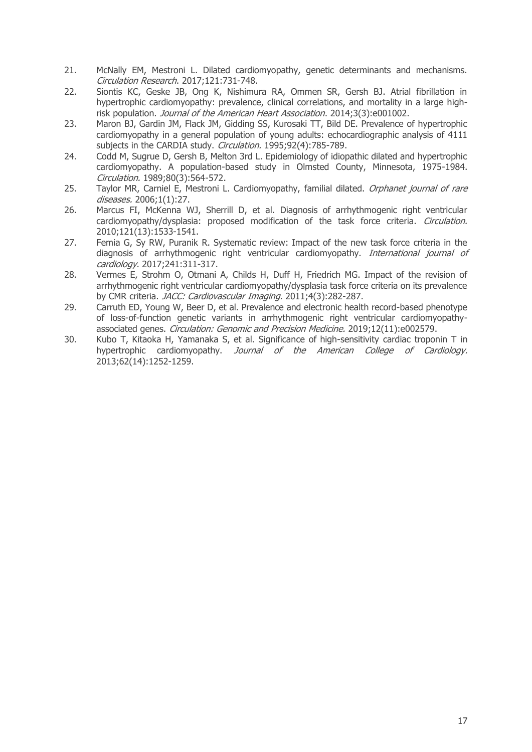21. McNally EM, Mestroni L. Dilated cardiomyopathy, genetic determinants and mechanisms. *Circulation Research*. 2017;121:731-748.
22. Siontis KC, Geske JB, Ong K, Nishimura RA, Ommen SR, Gersh BJ. Atrial fibrillation in hypertrophic cardiomyopathy: prevalence, clinical correlations, and mortality in a large high-risk population. *Journal of the American Heart Association*. 2014;3(3):e001002.
23. Maron BJ, Gardin JM, Flack JM, Gidding SS, Kurosaki TT, Bild DE. Prevalence of hypertrophic cardiomyopathy in a general population of young adults: echocardiographic analysis of 4111 subjects in the CARDIA study. *Circulation.* 1995;92(4):785-789.
24. Codd M, Sugrue D, Gersh B, Melton 3rd L. Epidemiology of idiopathic dilated and hypertrophic cardiomyopathy. A population-based study in Olmsted County, Minnesota, 1975-1984. *Circulation.* 1989;80(3):564-572.
25. Taylor MR, Carniel E, Mestroni L. Cardiomyopathy, familial dilated. *Orphanet journal of rare diseases.* 2006;1(1):27.
26. Marcus FI, McKenna WJ, Sherrill D, et al. Diagnosis of arrhythmogenic right ventricular cardiomyopathy/dysplasia: proposed modification of the task force criteria. *Circulation.* 2010;121(13):1533-1541.
27. Femia G, Sy RW, Puranik R. Systematic review: Impact of the new task force criteria in the diagnosis of arrhythmogenic right ventricular cardiomyopathy. *International journal of cardiology.* 2017;241:311-317.
28. Vermes E, Strohm O, Otmani A, Childs H, Duff H, Friedrich MG. Impact of the revision of arrhythmogenic right ventricular cardiomyopathy/dysplasia task force criteria on its prevalence by CMR criteria. *JACC: Cardiovascular Imaging.* 2011;4(3):282-287.
29. Carruth ED, Young W, Beer D, et al. Prevalence and electronic health record-based phenotype of loss-of-function genetic variants in arrhythmogenic right ventricular cardiomyopathy-associated genes. *Circulation: Genomic and Precision Medicine.* 2019;12(11):e002579.
30. Kubo T, Kitaoka H, Yamanaka S, et al. Significance of high-sensitivity cardiac troponin T in hypertrophic cardiomyopathy. *Journal of the American College of Cardiology.* 2013;62(14):1252-1259.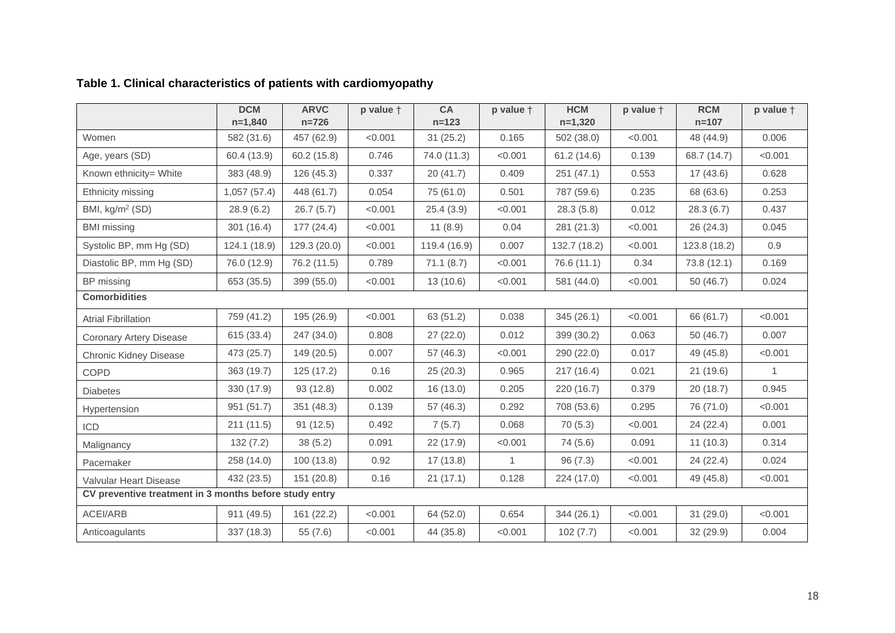**Table 1. Clinical characteristics of patients with cardiomyopathy**

| | DCM n=1,840 | ARVC n=726 | p value † | CA n=123 | p value † | HCM n=1,320 | p value † | RCM n=107 | p value † |
|---|---|---|---|---|---|---|---|---|---|
| Women | 582 (31.6) | 457 (62.9) | <0.001 | 31 (25.2) | 0.165 | 502 (38.0) | <0.001 | 48 (44.9) | 0.006 |
| Age, years (SD) | 60.4 (13.9) | 60.2 (15.8) | 0.746 | 74.0 (11.3) | <0.001 | 61.2 (14.6) | 0.139 | 68.7 (14.7) | <0.001 |
| Known ethnicity= White | 383 (48.9) | 126 (45.3) | 0.337 | 20 (41.7) | 0.409 | 251 (47.1) | 0.553 | 17 (43.6) | 0.628 |
| Ethnicity missing | 1,057 (57.4) | 448 (61.7) | 0.054 | 75 (61.0) | 0.501 | 787 (59.6) | 0.235 | 68 (63.6) | 0.253 |
| BMI, kg/m$^2$ (SD) | 28.9 (6.2) | 26.7 (5.7) | <0.001 | 25.4 (3.9) | <0.001 | 28.3 (5.8) | 0.012 | 28.3 (6.7) | 0.437 |
| BMI missing | 301 (16.4) | 177 (24.4) | <0.001 | 11 (8.9) | 0.04 | 281 (21.3) | <0.001 | 26 (24.3) | 0.045 |
| Systolic BP, mm Hg (SD) | 124.1 (18.9) | 129.3 (20.0) | <0.001 | 119.4 (16.9) | 0.007 | 132.7 (18.2) | <0.001 | 123.8 (18.2) | 0.9 |
| Diastolic BP, mm Hg (SD) | 76.0 (12.9) | 76.2 (11.5) | 0.789 | 71.1 (8.7) | <0.001 | 76.6 (11.1) | 0.34 | 73.8 (12.1) | 0.169 |
| BP missing | 653 (35.5) | 399 (55.0) | <0.001 | 13 (10.6) | <0.001 | 581 (44.0) | <0.001 | 50 (46.7) | 0.024 |
| **Comorbidities** | | | | | | | | | |
| Atrial Fibrillation | 759 (41.2) | 195 (26.9) | <0.001 | 63 (51.2) | 0.038 | 345 (26.1) | <0.001 | 66 (61.7) | <0.001 |
| Coronary Artery Disease | 615 (33.4) | 247 (34.0) | 0.808 | 27 (22.0) | 0.012 | 399 (30.2) | 0.063 | 50 (46.7) | 0.007 |
| Chronic Kidney Disease | 473 (25.7) | 149 (20.5) | 0.007 | 57 (46.3) | <0.001 | 290 (22.0) | 0.017 | 49 (45.8) | <0.001 |
| COPD | 363 (19.7) | 125 (17.2) | 0.16 | 25 (20.3) | 0.965 | 217 (16.4) | 0.021 | 21 (19.6) | 1 |
| Diabetes | 330 (17.9) | 93 (12.8) | 0.002 | 16 (13.0) | 0.205 | 220 (16.7) | 0.379 | 20 (18.7) | 0.945 |
| Hypertension | 951 (51.7) | 351 (48.3) | 0.139 | 57 (46.3) | 0.292 | 708 (53.6) | 0.295 | 76 (71.0) | <0.001 |
| ICD | 211 (11.5) | 91 (12.5) | 0.492 | 7 (5.7) | 0.068 | 70 (5.3) | <0.001 | 24 (22.4) | 0.001 |
| Malignancy | 132 (7.2) | 38 (5.2) | 0.091 | 22 (17.9) | <0.001 | 74 (5.6) | 0.091 | 11 (10.3) | 0.314 |
| Pacemaker | 258 (14.0) | 100 (13.8) | 0.92 | 17 (13.8) | 1 | 96 (7.3) | <0.001 | 24 (22.4) | 0.024 |
| Valvular Heart Disease | 432 (23.5) | 151 (20.8) | 0.16 | 21 (17.1) | 0.128 | 224 (17.0) | <0.001 | 49 (45.8) | <0.001 |
| **CV preventive treatment in 3 months before study entry** | | | | | | | | | |
| ACEI/ARB | 911 (49.5) | 161 (22.2) | <0.001 | 64 (52.0) | 0.654 | 344 (26.1) | <0.001 | 31 (29.0) | <0.001 |
| Anticoagulants | 337 (18.3) | 55 (7.6) | <0.001 | 44 (35.8) | <0.001 | 102 (7.7) | <0.001 | 32 (29.9) | 0.004 |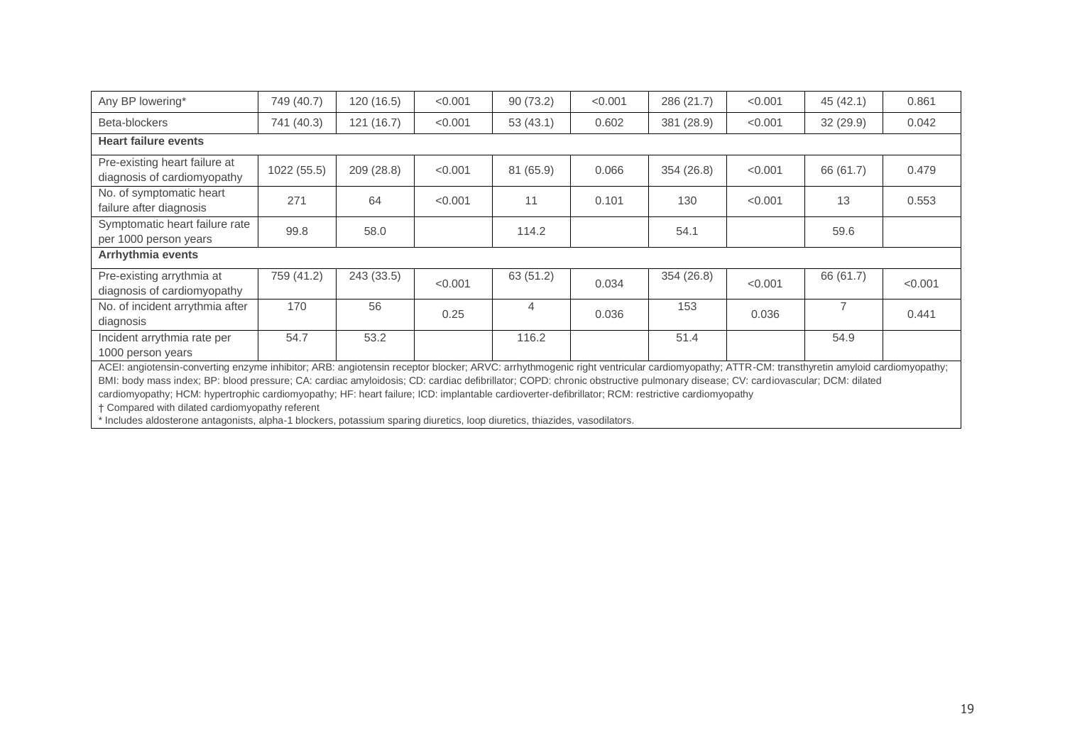| | | | | | | | | | |
|---|---|---|---|---|---|---|---|---|---|
| Any BP lowering* | 749 (40.7) | 120 (16.5) | <0.001 | 90 (73.2) | <0.001 | 286 (21.7) | <0.001 | 45 (42.1) | 0.861 |
| Beta-blockers | 741 (40.3) | 121 (16.7) | <0.001 | 53 (43.1) | 0.602 | 381 (28.9) | <0.001 | 32 (29.9) | 0.042 |
| **Heart failure events** | | | | | | | | | |
| Pre-existing heart failure at diagnosis of cardiomyopathy | 1022 (55.5) | 209 (28.8) | <0.001 | 81 (65.9) | 0.066 | 354 (26.8) | <0.001 | 66 (61.7) | 0.479 |
| No. of symptomatic heart failure after diagnosis | 271 | 64 | <0.001 | 11 | 0.101 | 130 | <0.001 | 13 | 0.553 |
| Symptomatic heart failure rate per 1000 person years | 99.8 | 58.0 | | 114.2 | | 54.1 | | 59.6 | |
| **Arrhythmia events** | | | | | | | | | |
| Pre-existing arrythmia at diagnosis of cardiomyopathy | 759 (41.2) | 243 (33.5) | <0.001 | 63 (51.2) | 0.034 | 354 (26.8) | <0.001 | 66 (61.7) | <0.001 |
| No. of incident arrythmia after diagnosis | 170 | 56 | 0.25 | 4 | 0.036 | 153 | 0.036 | 7 | 0.441 |
| Incident arrythmia rate per 1000 person years | 54.7 | 53.2 | | 116.2 | | 51.4 | | 54.9 | |

ACEI: angiotensin-converting enzyme inhibitor; ARB: angiotensin receptor blocker; ARVC: arrhythmogenic right ventricular cardiomyopathy; ATTR-CM: transthyretin amyloid cardiomyopathy; BMI: body mass index; BP: blood pressure; CA: cardiac amyloidosis; CD: cardiac defibrillator; COPD: chronic obstructive pulmonary disease; CV: cardiovascular; DCM: dilated cardiomyopathy; HCM: hypertrophic cardiomyopathy; HF: heart failure; ICD: implantable cardioverter-defibrillator; RCM: restrictive cardiomyopathy

† Compared with dilated cardiomyopathy referent

* Includes aldosterone antagonists, alpha-1 blockers, potassium sparing diuretics, loop diuretics, thiazides, vasodilators.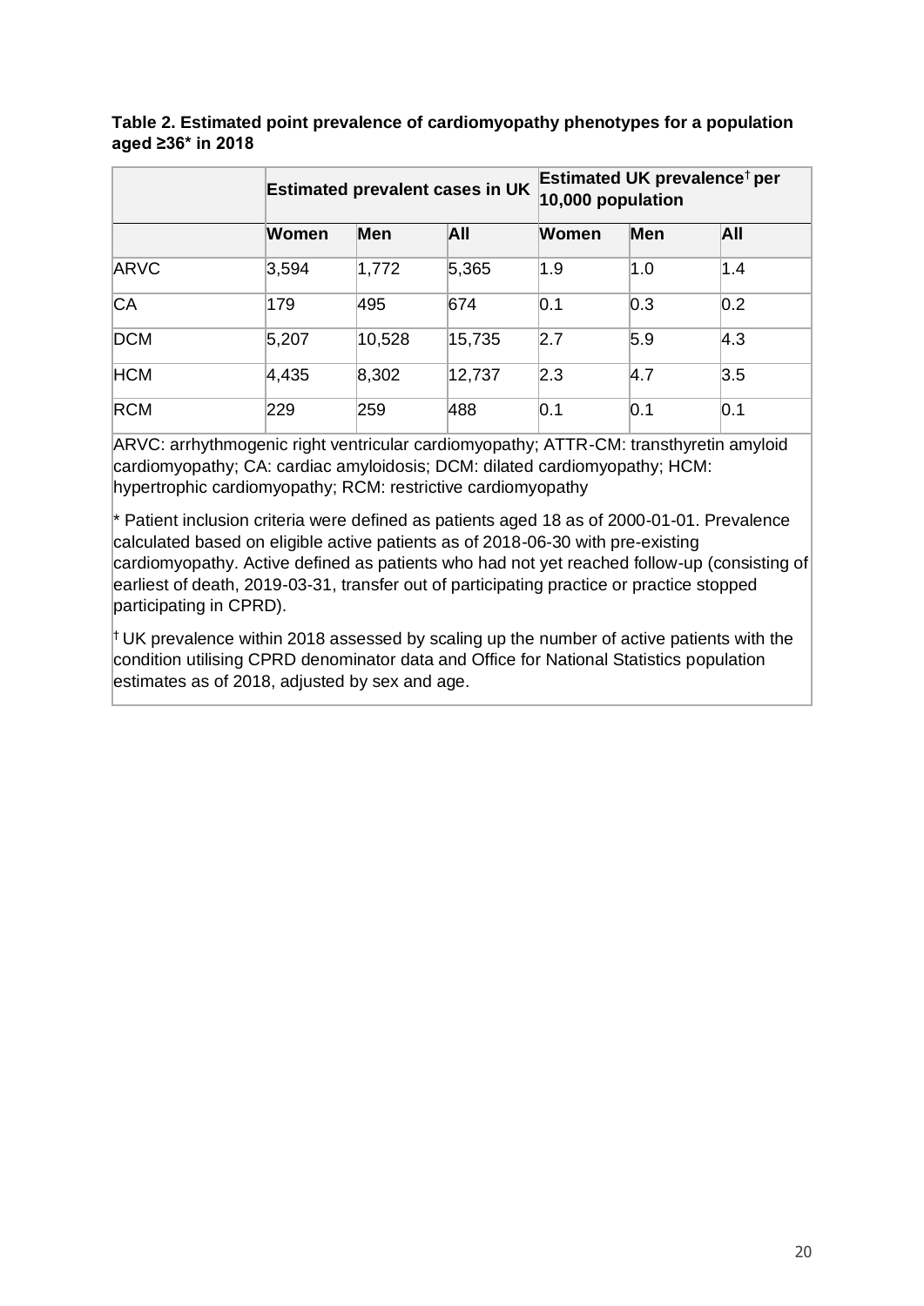**Table 2. Estimated point prevalence of cardiomyopathy phenotypes for a population aged ≥36* in 2018**

| | Estimated prevalent cases in UK | | | Estimated UK prevalence[†] per 10,000 population | | |
|---|---|---|---|---|---|---|
| | **Women** | **Men** | **All** | **Women** | **Men** | **All** |
| ARVC | 3,594 | 1,772 | 5,365 | 1.9 | 1.0 | 1.4 |
| CA | 179 | 495 | 674 | 0.1 | 0.3 | 0.2 |
| DCM | 5,207 | 10,528 | 15,735 | 2.7 | 5.9 | 4.3 |
| HCM | 4,435 | 8,302 | 12,737 | 2.3 | 4.7 | 3.5 |
| RCM | 229 | 259 | 488 | 0.1 | 0.1 | 0.1 |

ARVC: arrhythmogenic right ventricular cardiomyopathy; ATTR-CM: transthyretin amyloid cardiomyopathy; CA: cardiac amyloidosis; DCM: dilated cardiomyopathy; HCM: hypertrophic cardiomyopathy; RCM: restrictive cardiomyopathy

* Patient inclusion criteria were defined as patients aged 18 as of 2000-01-01. Prevalence calculated based on eligible active patients as of 2018-06-30 with pre-existing cardiomyopathy. Active defined as patients who had not yet reached follow-up (consisting of earliest of death, 2019-03-31, transfer out of participating practice or practice stopped participating in CPRD).

[†] UK prevalence within 2018 assessed by scaling up the number of active patients with the condition utilising CPRD denominator data and Office for National Statistics population estimates as of 2018, adjusted by sex and age.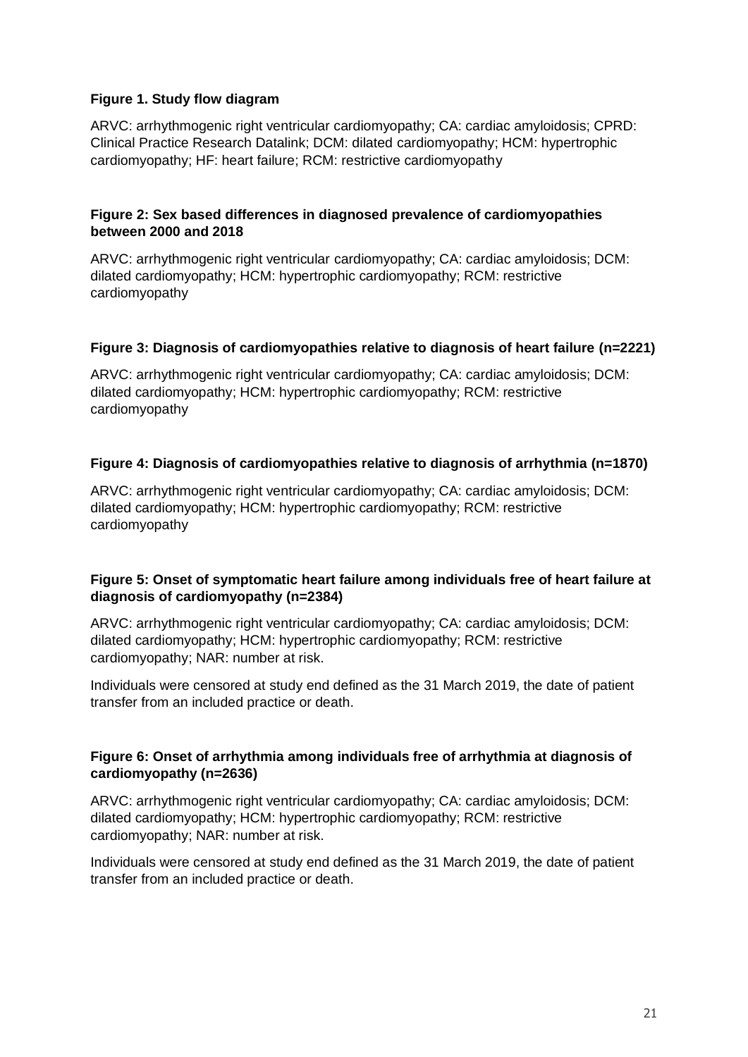**Figure 1. Study flow diagram**

ARVC: arrhythmogenic right ventricular cardiomyopathy; CA: cardiac amyloidosis; CPRD: Clinical Practice Research Datalink; DCM: dilated cardiomyopathy; HCM: hypertrophic cardiomyopathy; HF: heart failure; RCM: restrictive cardiomyopathy

**Figure 2: Sex based differences in diagnosed prevalence of cardiomyopathies between 2000 and 2018**

ARVC: arrhythmogenic right ventricular cardiomyopathy; CA: cardiac amyloidosis; DCM: dilated cardiomyopathy; HCM: hypertrophic cardiomyopathy; RCM: restrictive cardiomyopathy

**Figure 3: Diagnosis of cardiomyopathies relative to diagnosis of heart failure (n=2221)**

ARVC: arrhythmogenic right ventricular cardiomyopathy; CA: cardiac amyloidosis; DCM: dilated cardiomyopathy; HCM: hypertrophic cardiomyopathy; RCM: restrictive cardiomyopathy

**Figure 4: Diagnosis of cardiomyopathies relative to diagnosis of arrhythmia (n=1870)**

ARVC: arrhythmogenic right ventricular cardiomyopathy; CA: cardiac amyloidosis; DCM: dilated cardiomyopathy; HCM: hypertrophic cardiomyopathy; RCM: restrictive cardiomyopathy

**Figure 5: Onset of symptomatic heart failure among individuals free of heart failure at diagnosis of cardiomyopathy (n=2384)**

ARVC: arrhythmogenic right ventricular cardiomyopathy; CA: cardiac amyloidosis; DCM: dilated cardiomyopathy; HCM: hypertrophic cardiomyopathy; RCM: restrictive cardiomyopathy; NAR: number at risk.

Individuals were censored at study end defined as the 31 March 2019, the date of patient transfer from an included practice or death.

**Figure 6: Onset of arrhythmia among individuals free of arrhythmia at diagnosis of cardiomyopathy (n=2636)**

ARVC: arrhythmogenic right ventricular cardiomyopathy; CA: cardiac amyloidosis; DCM: dilated cardiomyopathy; HCM: hypertrophic cardiomyopathy; RCM: restrictive cardiomyopathy; NAR: number at risk.

Individuals were censored at study end defined as the 31 March 2019, the date of patient transfer from an included practice or death.